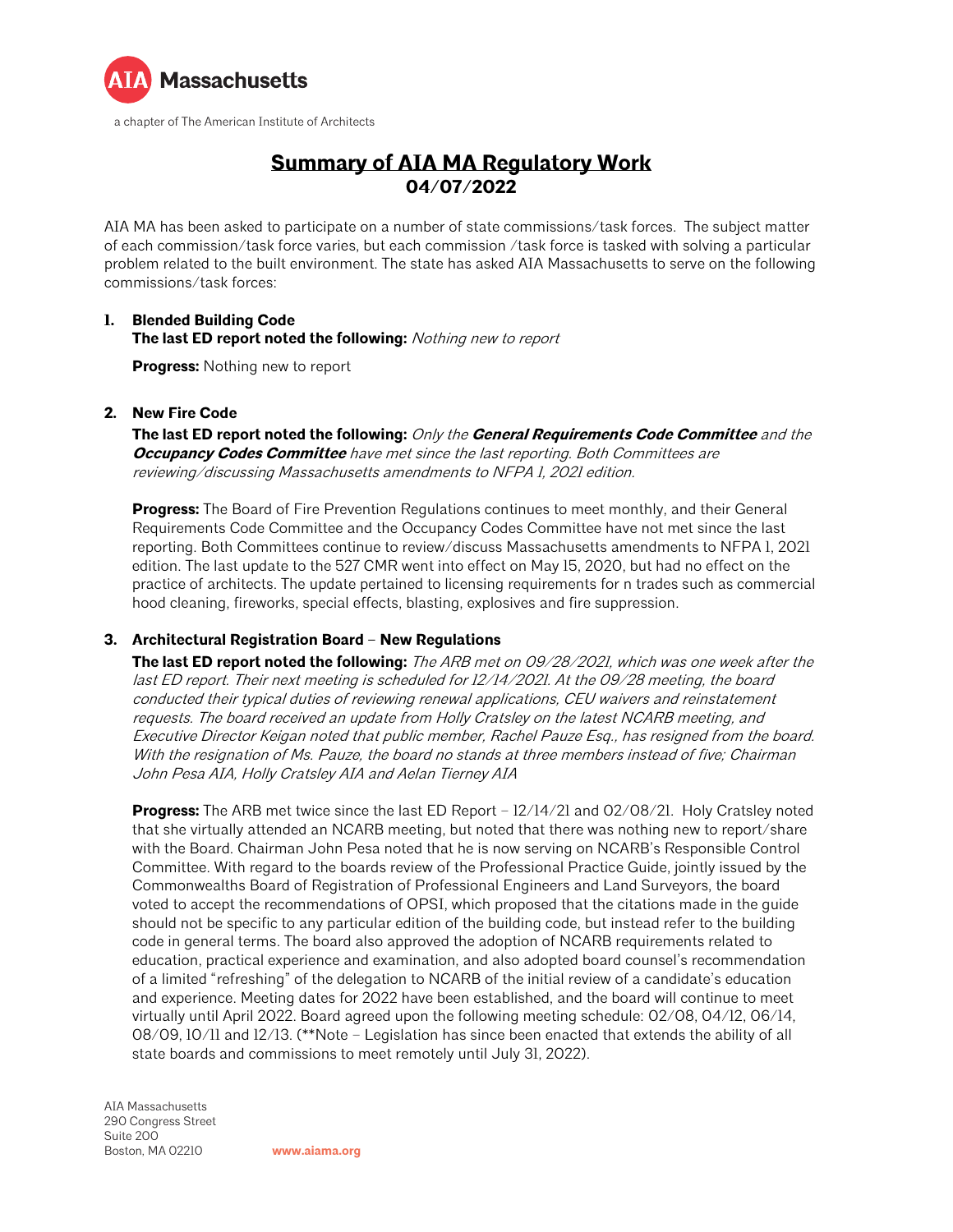# Summary of AIA MA Regulatory Work
## 04/07/2022

AIA MA has been asked to participate on a number of state commissions/task forces. The subject matter of each commission/task force varies, but each commission /task force is tasked with solving a particular problem related to the built environment. The state has asked AIA Massachusetts to serve on the following commissions/task forces:

1. **Blended Building Code**
   **The last ED report noted the following:** *Nothing new to report*

   **Progress:** Nothing new to report

2. **New Fire Code**
   **The last ED report noted the following:** *Only the **General Requirements Code Committee** and the **Occupancy Codes Committee** have met since the last reporting. Both Committees are reviewing/discussing Massachusetts amendments to NFPA 1, 2021 edition.*

   **Progress:** The Board of Fire Prevention Regulations continues to meet monthly, and their General Requirements Code Committee and the Occupancy Codes Committee have not met since the last reporting. Both Committees continue to review/discuss Massachusetts amendments to NFPA 1, 2021 edition. The last update to the 527 CMR went into effect on May 15, 2020, but had no effect on the practice of architects. The update pertained to licensing requirements for n trades such as commercial hood cleaning, fireworks, special effects, blasting, explosives and fire suppression.

3. **Architectural Registration Board – New Regulations**
   **The last ED report noted the following:** *The ARB met on 09/28/2021, which was one week after the last ED report. Their next meeting is scheduled for 12/14/2021. At the 09/28 meeting, the board conducted their typical duties of reviewing renewal applications, CEU waivers and reinstatement requests. The board received an update from Holly Cratsley on the latest NCARB meeting, and Executive Director Keigan noted that public member, Rachel Pauze Esq., has resigned from the board. With the resignation of Ms. Pauze, the board no stands at three members instead of five; Chairman John Pesa AIA, Holly Cratsley AIA and Aelan Tierney AIA*

   **Progress:** The ARB met twice since the last ED Report – 12/14/21 and 02/08/21. Holy Cratsley noted that she virtually attended an NCARB meeting, but noted that there was nothing new to report/share with the Board. Chairman John Pesa noted that he is now serving on NCARB's Responsible Control Committee. With regard to the boards review of the Professional Practice Guide, jointly issued by the Commonwealths Board of Registration of Professional Engineers and Land Surveyors, the board voted to accept the recommendations of OPSI, which proposed that the citations made in the guide should not be specific to any particular edition of the building code, but instead refer to the building code in general terms. The board also approved the adoption of NCARB requirements related to education, practical experience and examination, and also adopted board counsel's recommendation of a limited "refreshing" of the delegation to NCARB of the initial review of a candidate's education and experience. Meeting dates for 2022 have been established, and the board will continue to meet virtually until April 2022. Board agreed upon the following meeting schedule: 02/08, 04/12, 06/14, 08/09, 10/11 and 12/13. (**Note – Legislation has since been enacted that extends the ability of all state boards and commissions to meet remotely until July 31, 2022).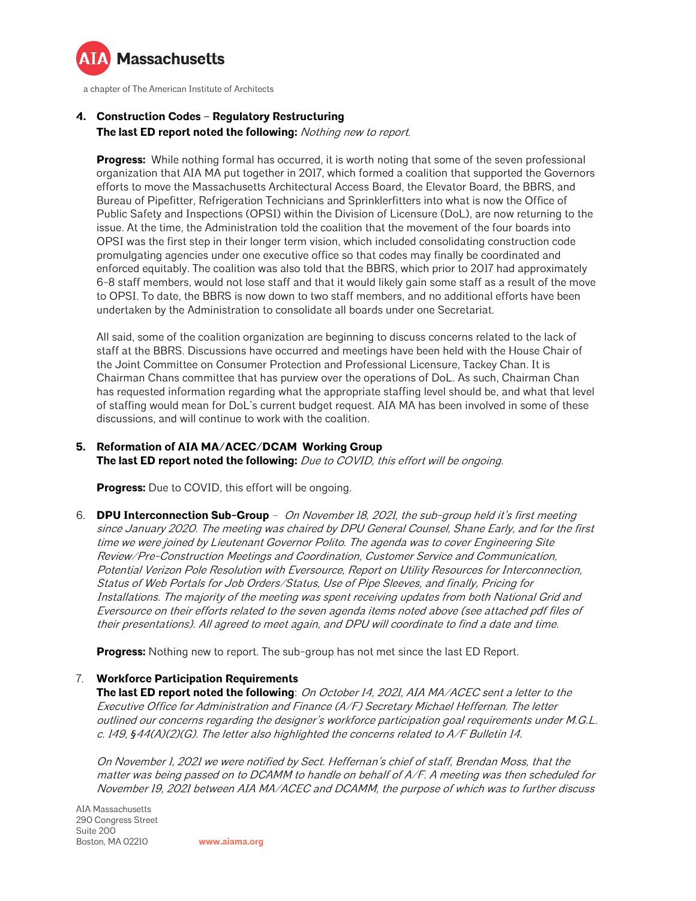4. **Construction Codes – Regulatory Restructuring**
   **The last ED report noted the following:** *Nothing new to report.*

   **Progress:** While nothing formal has occurred, it is worth noting that some of the seven professional organization that AIA MA put together in 2017, which formed a coalition that supported the Governors efforts to move the Massachusetts Architectural Access Board, the Elevator Board, the BBRS, and Bureau of Pipefitter, Refrigeration Technicians and Sprinklerfitters into what is now the Office of Public Safety and Inspections (OPSI) within the Division of Licensure (DoL), are now returning to the issue. At the time, the Administration told the coalition that the movement of the four boards into OPSI was the first step in their longer term vision, which included consolidating construction code promulgating agencies under one executive office so that codes may finally be coordinated and enforced equitably. The coalition was also told that the BBRS, which prior to 2017 had approximately 6-8 staff members, would not lose staff and that it would likely gain some staff as a result of the move to OPSI. To date, the BBRS is now down to two staff members, and no additional efforts have been undertaken by the Administration to consolidate all boards under one Secretariat.

   All said, some of the coalition organization are beginning to discuss concerns related to the lack of staff at the BBRS. Discussions have occurred and meetings have been held with the House Chair of the Joint Committee on Consumer Protection and Professional Licensure, Tackey Chan. It is Chairman Chans committee that has purview over the operations of DoL. As such, Chairman Chan has requested information regarding what the appropriate staffing level should be, and what that level of staffing would mean for DoL's current budget request. AIA MA has been involved in some of these discussions, and will continue to work with the coalition.

5. **Reformation of AIA MA/ACEC/DCAM Working Group**
   **The last ED report noted the following:** *Due to COVID, this effort will be ongoing.*

   **Progress:** Due to COVID, this effort will be ongoing.

6. **DPU Interconnection Sub-Group** – *On November 18, 2021, the sub-group held it's first meeting since January 2020. The meeting was chaired by DPU General Counsel, Shane Early, and for the first time we were joined by Lieutenant Governor Polito. The agenda was to cover Engineering Site Review/Pre-Construction Meetings and Coordination, Customer Service and Communication, Potential Verizon Pole Resolution with Eversource, Report on Utility Resources for Interconnection, Status of Web Portals for Job Orders/Status, Use of Pipe Sleeves, and finally, Pricing for Installations. The majority of the meeting was spent receiving updates from both National Grid and Eversource on their efforts related to the seven agenda items noted above (see attached pdf files of their presentations). All agreed to meet again, and DPU will coordinate to find a date and time.*

   **Progress:** Nothing new to report. The sub-group has not met since the last ED Report.

7. **Workforce Participation Requirements**
   **The last ED report noted the following**: *On October 14, 2021, AIA MA/ACEC sent a letter to the Executive Office for Administration and Finance (A/F) Secretary Michael Heffernan. The letter outlined our concerns regarding the designer's workforce participation goal requirements under M.G.L. c. 149, §44(A)(2)(G). The letter also highlighted the concerns related to A/F Bulletin 14.*

   *On November 1, 2021 we were notified by Sect. Heffernan's chief of staff, Brendan Moss, that the matter was being passed on to DCAMM to handle on behalf of A/F. A meeting was then scheduled for November 19, 2021 between AIA MA/ACEC and DCAMM, the purpose of which was to further discuss*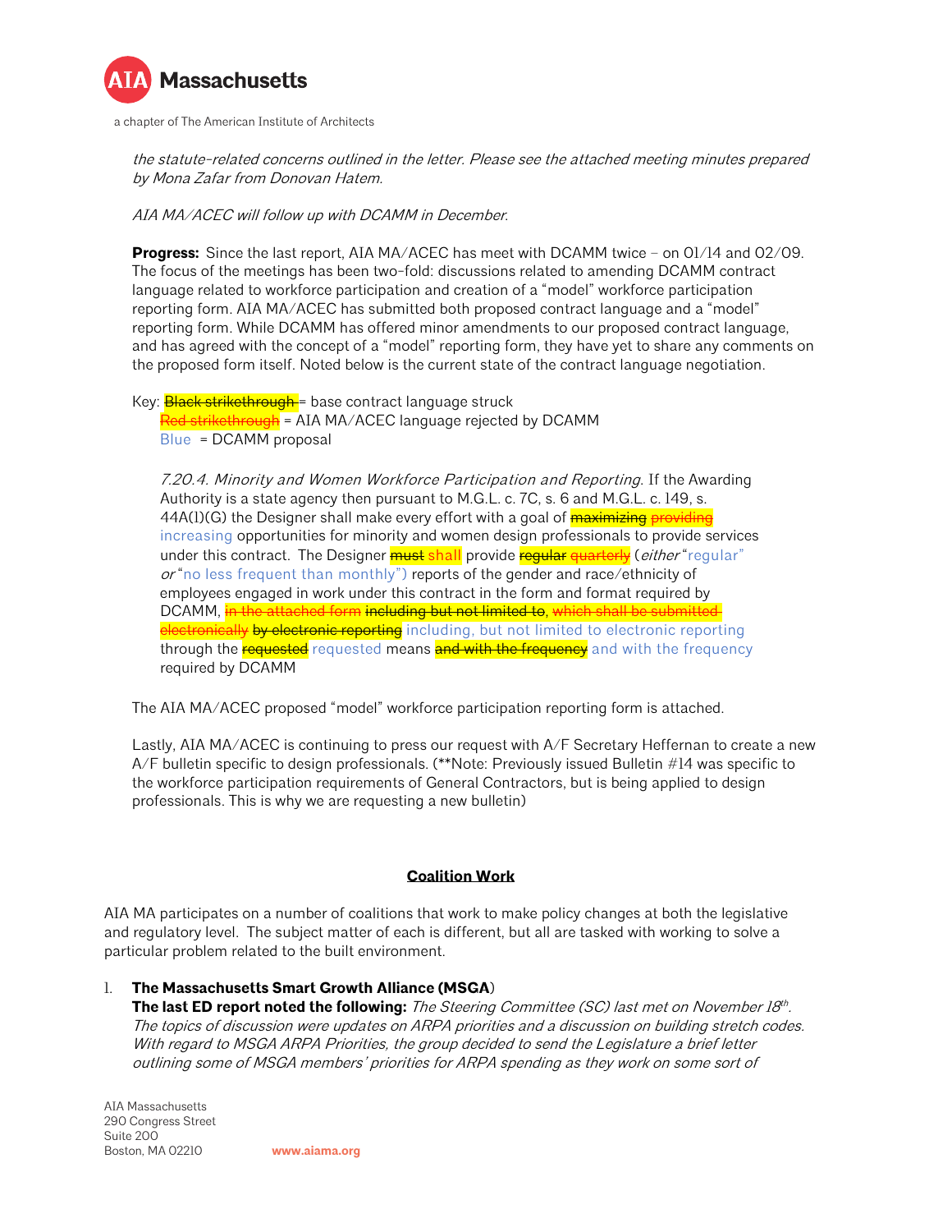*the statute-related concerns outlined in the letter. Please see the attached meeting minutes prepared by Mona Zafar from Donovan Hatem.*

*AIA MA/ACEC will follow up with DCAMM in December.*

**Progress:** Since the last report, AIA MA/ACEC has meet with DCAMM twice – on 01/14 and 02/09. The focus of the meetings has been two-fold: discussions related to amending DCAMM contract language related to workforce participation and creation of a "model" workforce participation reporting form. AIA MA/ACEC has submitted both proposed contract language and a "model" reporting form. While DCAMM has offered minor amendments to our proposed contract language, and has agreed with the concept of a "model" reporting form, they have yet to share any comments on the proposed form itself. Noted below is the current state of the contract language negotiation.

Key: ~~Black strikethrough~~ = base contract language struck
~~Red strikethrough~~ = AIA MA/ACEC language rejected by DCAMM
Blue = DCAMM proposal

*7.20.4. Minority and Women Workforce Participation and Reporting.* If the Awarding Authority is a state agency then pursuant to M.G.L. c. 7C, s. 6 and M.G.L. c. 149, s. 44A(1)(G) the Designer shall make every effort with a goal of ~~maximizing~~ ~~providing~~ increasing opportunities for minority and women design professionals to provide services under this contract. The Designer ~~must~~ shall provide ~~regular~~ ~~quarterly~~ (*either* "regular" *or* "no less frequent than monthly") reports of the gender and race/ethnicity of employees engaged in work under this contract in the form and format required by DCAMM, ~~in the attached form~~ ~~including but not limited to~~, ~~which shall be submitted electronically~~ ~~by electronic reporting~~ including, but not limited to electronic reporting through the ~~requested~~ requested means ~~and with the frequency~~ and with the frequency required by DCAMM

The AIA MA/ACEC proposed "model" workforce participation reporting form is attached.

Lastly, AIA MA/ACEC is continuing to press our request with A/F Secretary Heffernan to create a new A/F bulletin specific to design professionals. (**Note: Previously issued Bulletin #14 was specific to the workforce participation requirements of General Contractors, but is being applied to design professionals. This is why we are requesting a new bulletin)

## Coalition Work

AIA MA participates on a number of coalitions that work to make policy changes at both the legislative and regulatory level. The subject matter of each is different, but all are tasked with working to solve a particular problem related to the built environment.

1. **The Massachusetts Smart Growth Alliance (MSGA)**
   **The last ED report noted the following:** *The Steering Committee (SC) last met on November 18th. The topics of discussion were updates on ARPA priorities and a discussion on building stretch codes. With regard to MSGA ARPA Priorities, the group decided to send the Legislature a brief letter outlining some of MSGA members' priorities for ARPA spending as they work on some sort of*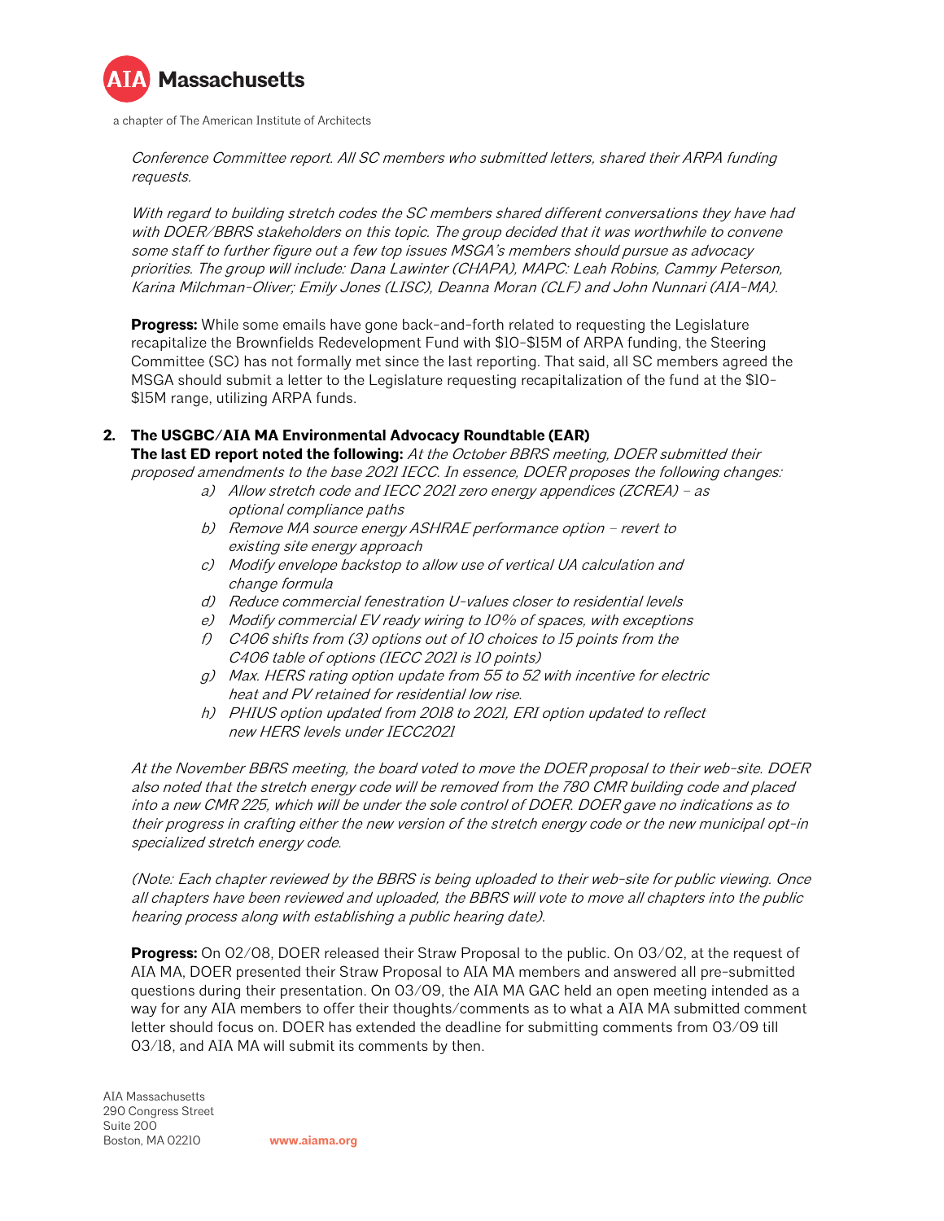*Conference Committee report. All SC members who submitted letters, shared their ARPA funding requests.*

*With regard to building stretch codes the SC members shared different conversations they have had with DOER/BBRS stakeholders on this topic. The group decided that it was worthwhile to convene some staff to further figure out a few top issues MSGA's members should pursue as advocacy priorities. The group will include: Dana Lawinter (CHAPA), MAPC: Leah Robins, Cammy Peterson, Karina Milchman-Oliver; Emily Jones (LISC), Deanna Moran (CLF) and John Nunnari (AIA-MA).*

**Progress:** While some emails have gone back-and-forth related to requesting the Legislature recapitalize the Brownfields Redevelopment Fund with $10-$15M of ARPA funding, the Steering Committee (SC) has not formally met since the last reporting. That said, all SC members agreed the MSGA should submit a letter to the Legislature requesting recapitalization of the fund at the $10-$15M range, utilizing ARPA funds.

**2. The USGBC/AIA MA Environmental Advocacy Roundtable (EAR)**

**The last ED report noted the following:** *At the October BBRS meeting, DOER submitted their proposed amendments to the base 2021 IECC. In essence, DOER proposes the following changes:*

- a) *Allow stretch code and IECC 2021 zero energy appendices (ZCREA) – as optional compliance paths*
- b) *Remove MA source energy ASHRAE performance option – revert to existing site energy approach*
- c) *Modify envelope backstop to allow use of vertical UA calculation and change formula*
- d) *Reduce commercial fenestration U-values closer to residential levels*
- e) *Modify commercial EV ready wiring to 10% of spaces, with exceptions*
- f) *C406 shifts from (3) options out of 10 choices to 15 points from the C406 table of options (IECC 2021 is 10 points)*
- g) *Max. HERS rating option update from 55 to 52 with incentive for electric heat and PV retained for residential low rise.*
- h) *PHIUS option updated from 2018 to 2021, ERI option updated to reflect new HERS levels under IECC2021*

*At the November BBRS meeting, the board voted to move the DOER proposal to their web-site. DOER also noted that the stretch energy code will be removed from the 780 CMR building code and placed into a new CMR 225, which will be under the sole control of DOER. DOER gave no indications as to their progress in crafting either the new version of the stretch energy code or the new municipal opt-in specialized stretch energy code.*

*(Note: Each chapter reviewed by the BBRS is being uploaded to their web-site for public viewing. Once all chapters have been reviewed and uploaded, the BBRS will vote to move all chapters into the public hearing process along with establishing a public hearing date).*

**Progress:** On 02/08, DOER released their Straw Proposal to the public. On 03/02, at the request of AIA MA, DOER presented their Straw Proposal to AIA MA members and answered all pre-submitted questions during their presentation. On 03/09, the AIA MA GAC held an open meeting intended as a way for any AIA members to offer their thoughts/comments as to what a AIA MA submitted comment letter should focus on. DOER has extended the deadline for submitting comments from 03/09 till 03/18, and AIA MA will submit its comments by then.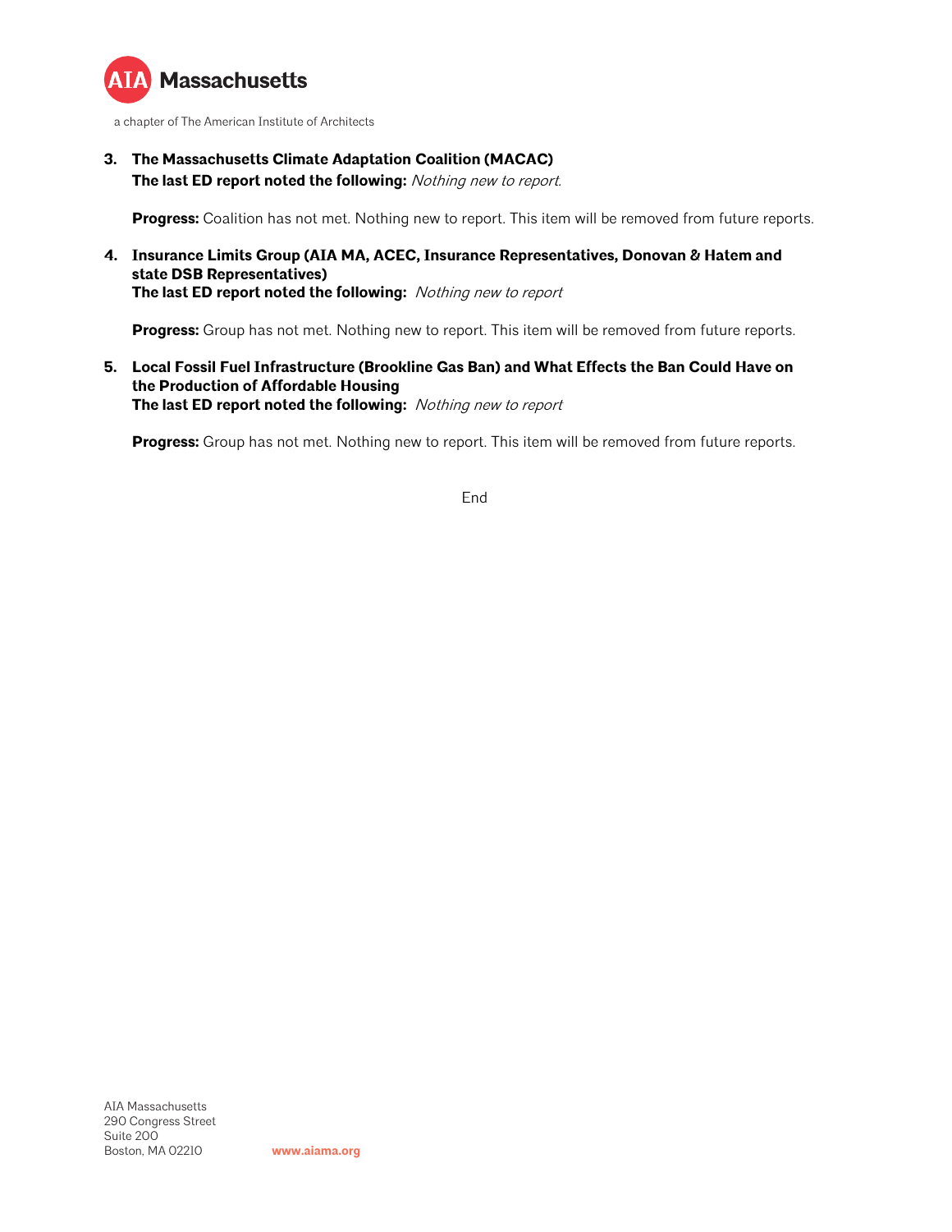3. **The Massachusetts Climate Adaptation Coalition (MACAC)**
   **The last ED report noted the following:** *Nothing new to report.*

   **Progress:** Coalition has not met. Nothing new to report. This item will be removed from future reports.

4. **Insurance Limits Group (AIA MA, ACEC, Insurance Representatives, Donovan & Hatem and state DSB Representatives)**
   **The last ED report noted the following:** *Nothing new to report*

   **Progress:** Group has not met. Nothing new to report. This item will be removed from future reports.

5. **Local Fossil Fuel Infrastructure (Brookline Gas Ban) and What Effects the Ban Could Have on the Production of Affordable Housing**
   **The last ED report noted the following:** *Nothing new to report*

   **Progress:** Group has not met. Nothing new to report. This item will be removed from future reports.

End